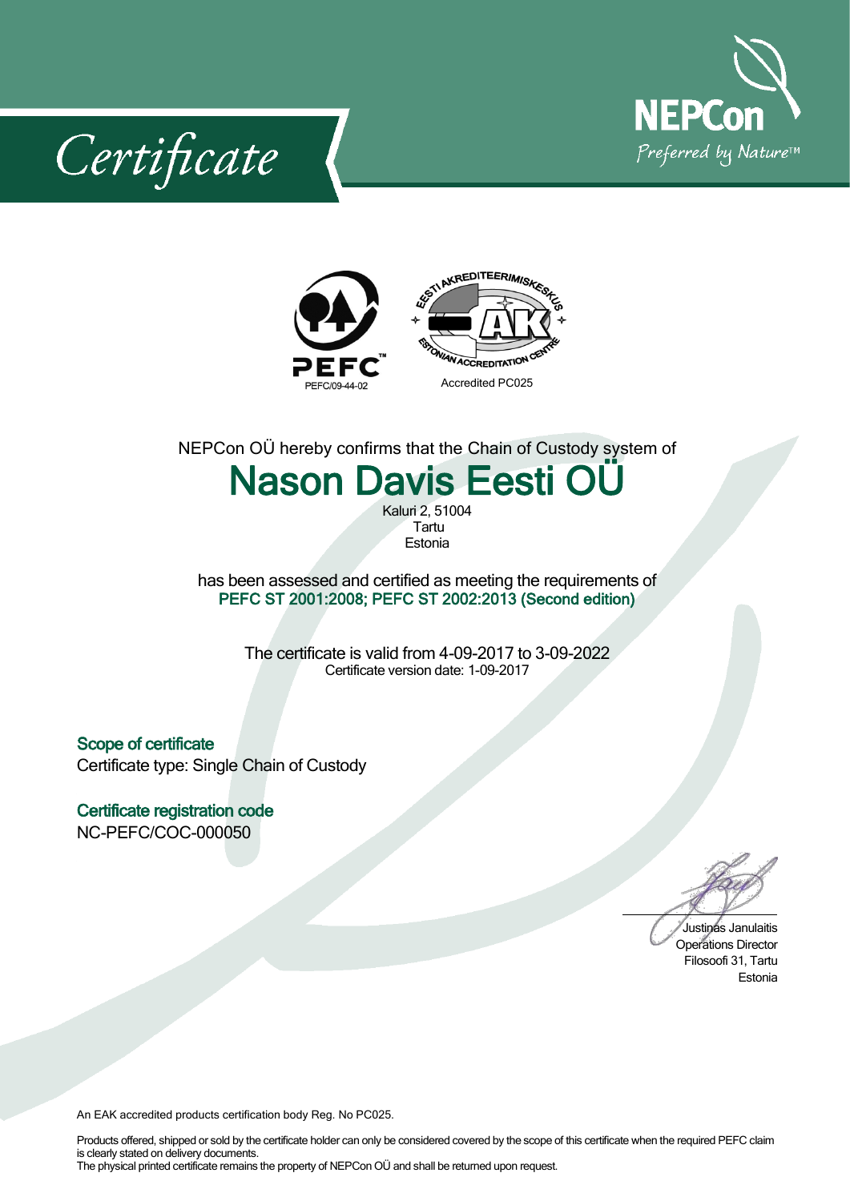# Certificate

NEPCon
Preferred by Nature™

PEFC
PEFC/09-44-02

EESTI AKREDITEERIMISKESKUS
ESTONIAN ACCREDITATION CENTRE
Accredited PC025

NEPCon OÜ hereby confirms that the Chain of Custody system of

# Nason Davis Eesti OÜ

Kaluri 2, 51004
Tartu
Estonia

has been assessed and certified as meeting the requirements of
**PEFC ST 2001:2008; PEFC ST 2002:2013 (Second edition)**

The certificate is valid from 4-09-2017 to 3-09-2022
Certificate version date: 1-09-2017

## Scope of certificate

Certificate type: Single Chain of Custody

## Certificate registration code

NC-PEFC/COC-000050

Justinas Janulaitis
Operations Director
Filosoofi 31, Tartu
Estonia

An EAK accredited products certification body Reg. No PC025.

Products offered, shipped or sold by the certificate holder can only be considered covered by the scope of this certificate when the required PEFC claim is clearly stated on delivery documents.
The physical printed certificate remains the property of NEPCon OÜ and shall be returned upon request.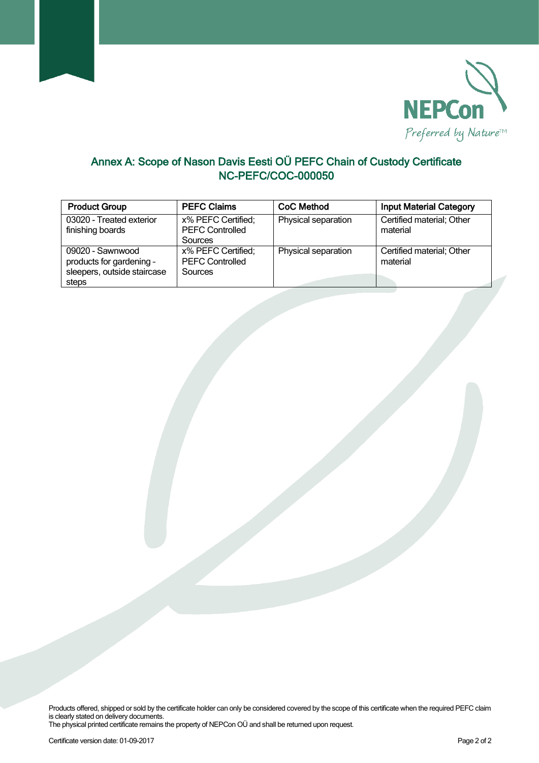## Annex A: Scope of Nason Davis Eesti OÜ PEFC Chain of Custody Certificate NC-PEFC/COC-000050

| Product Group | PEFC Claims | CoC Method | Input Material Category |
|---|---|---|---|
| 03020 - Treated exterior finishing boards | x% PEFC Certified; PEFC Controlled Sources | Physical separation | Certified material; Other material |
| 09020 - Sawnwood products for gardening - sleepers, outside staircase steps | x% PEFC Certified; PEFC Controlled Sources | Physical separation | Certified material; Other material |

Products offered, shipped or sold by the certificate holder can only be considered covered by the scope of this certificate when the required PEFC claim is clearly stated on delivery documents.
The physical printed certificate remains the property of NEPCon OÜ and shall be returned upon request.

Certificate version date: 01-09-2017